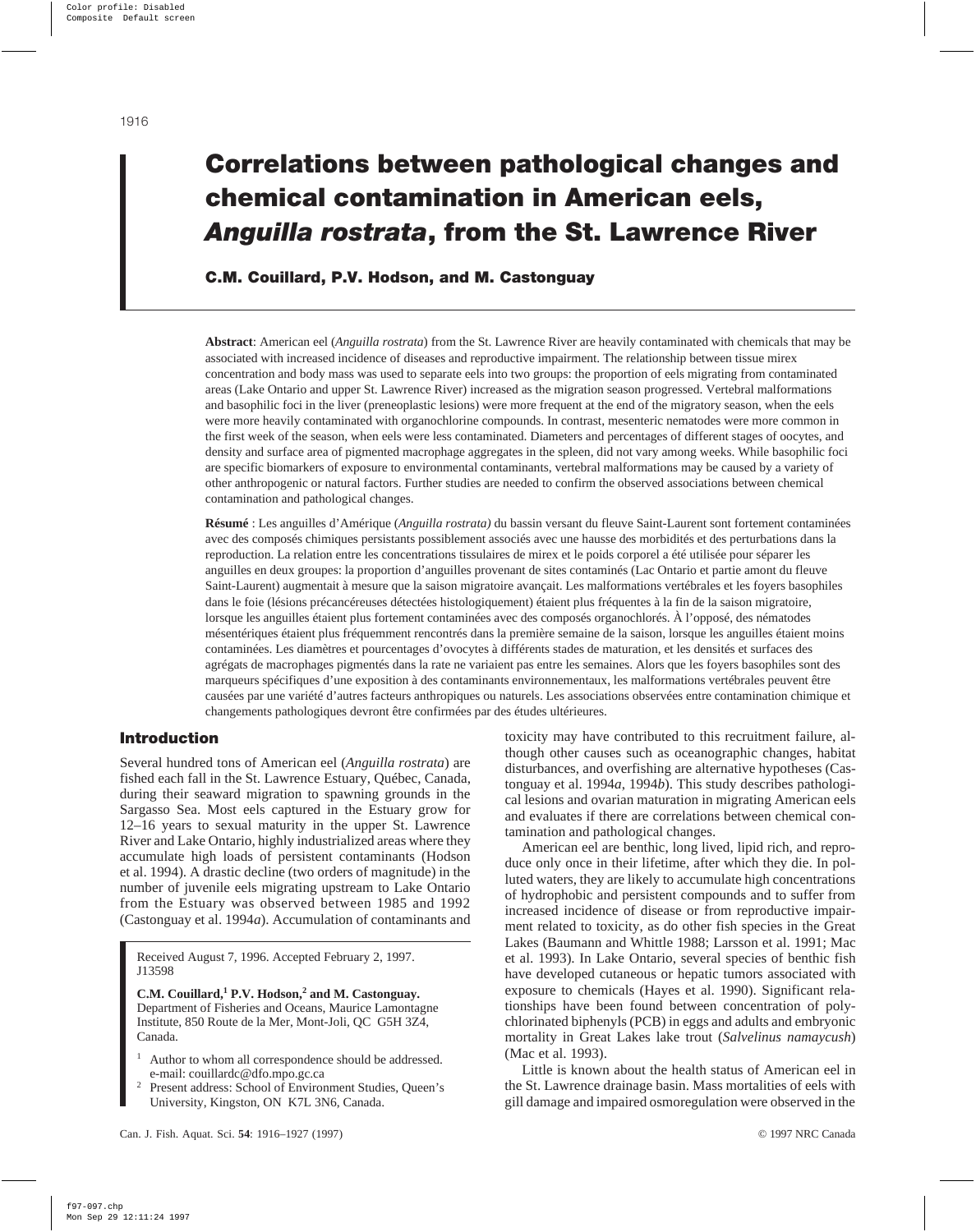# Correlations between pathological changes and chemical contamination in American eels, *Anguilla rostrata*, from the St. Lawrence River

**C.M. Couillard, P.V. Hodson, and M. Castonguay**

**Abstract**: American eel (*Anguilla rostrata*) from the St. Lawrence River are heavily contaminated with chemicals that may be associated with increased incidence of diseases and reproductive impairment. The relationship between tissue mirex concentration and body mass was used to separate eels into two groups: the proportion of eels migrating from contaminated areas (Lake Ontario and upper St. Lawrence River) increased as the migration season progressed. Vertebral malformations and basophilic foci in the liver (preneoplastic lesions) were more frequent at the end of the migratory season, when the eels were more heavily contaminated with organochlorine compounds. In contrast, mesenteric nematodes were more common in the first week of the season, when eels were less contaminated. Diameters and percentages of different stages of oocytes, and density and surface area of pigmented macrophage aggregates in the spleen, did not vary among weeks. While basophilic foci are specific biomarkers of exposure to environmental contaminants, vertebral malformations may be caused by a variety of other anthropogenic or natural factors. Further studies are needed to confirm the observed associations between chemical contamination and pathological changes.

**Résumé** : Les anguilles d'Amérique (*Anguilla rostrata)* du bassin versant du fleuve Saint-Laurent sont fortement contaminées avec des composés chimiques persistants possiblement associés avec une hausse des morbidités et des perturbations dans la reproduction. La relation entre les concentrations tissulaires de mirex et le poids corporel a été utilisée pour séparer les anguilles en deux groupes: la proportion d'anguilles provenant de sites contaminés (Lac Ontario et partie amont du fleuve Saint-Laurent) augmentait à mesure que la saison migratoire avançait. Les malformations vertébrales et les foyers basophiles dans le foie (lésions précancéreuses détectées histologiquement) étaient plus fréquentes à la fin de la saison migratoire, lorsque les anguilles étaient plus fortement contaminées avec des composés organochlorés. À l'opposé, des nématodes mésentériques étaient plus fréquemment rencontrés dans la première semaine de la saison, lorsque les anguilles étaient moins contaminées. Les diamètres et pourcentages d'ovocytes à différents stades de maturation, et les densités et surfaces des agrégats de macrophages pigmentés dans la rate ne variaient pas entre les semaines. Alors que les foyers basophiles sont des marqueurs spécifiques d'une exposition à des contaminants environnementaux, les malformations vertébrales peuvent être causées par une variété d'autres facteurs anthropiques ou naturels. Les associations observées entre contamination chimique et changements pathologiques devront être confirmées par des études ultérieures.

## Introduction

Several hundred tons of American eel (*Anguilla rostrata*) are fished each fall in the St. Lawrence Estuary, Québec, Canada, during their seaward migration to spawning grounds in the Sargasso Sea. Most eels captured in the Estuary grow for 12–16 years to sexual maturity in the upper St. Lawrence River and Lake Ontario, highly industrialized areas where they accumulate high loads of persistent contaminants (Hodson et al. 1994). A drastic decline (two orders of magnitude) in the number of juvenile eels migrating upstream to Lake Ontario from the Estuary was observed between 1985 and 1992 (Castonguay et al. 1994*a*). Accumulation of contaminants and toxicity may have contributed to this recruitment failure, although other causes such as oceanographic changes, habitat disturbances, and overfishing are alternative hypotheses (Castonguay et al. 1994*a*, 1994*b*). This study describes pathological lesions and ovarian maturation in migrating American eels and evaluates if there are correlations between chemical contamination and pathological changes.

American eel are benthic, long lived, lipid rich, and reproduce only once in their lifetime, after which they die. In polluted waters, they are likely to accumulate high concentrations of hydrophobic and persistent compounds and to suffer from increased incidence of disease or from reproductive impairment related to toxicity, as do other fish species in the Great Lakes (Baumann and Whittle 1988; Larsson et al. 1991; Mac et al. 1993). In Lake Ontario, several species of benthic fish have developed cutaneous or hepatic tumors associated with exposure to chemicals (Hayes et al. 1990). Significant relationships have been found between concentration of polychlorinated biphenyls (PCB) in eggs and adults and embryonic mortality in Great Lakes lake trout (*Salvelinus namaycush*) (Mac et al. 1993).

Little is known about the health status of American eel in the St. Lawrence drainage basin. Mass mortalities of eels with gill damage and impaired osmoregulation were observed in the

Received August 7, 1996. Accepted February 2, 1997.
J13598

**C.M. Couillard,[1] P.V. Hodson,[2] and M. Castonguay.** Department of Fisheries and Oceans, Maurice Lamontagne Institute, 850 Route de la Mer, Mont-Joli, QC G5H 3Z4, Canada.

[1] Author to whom all correspondence should be addressed. e-mail: couillardc@dfo.mpo.gc.ca

[2] Present address: School of Environment Studies, Queen's University, Kingston, ON K7L 3N6, Canada.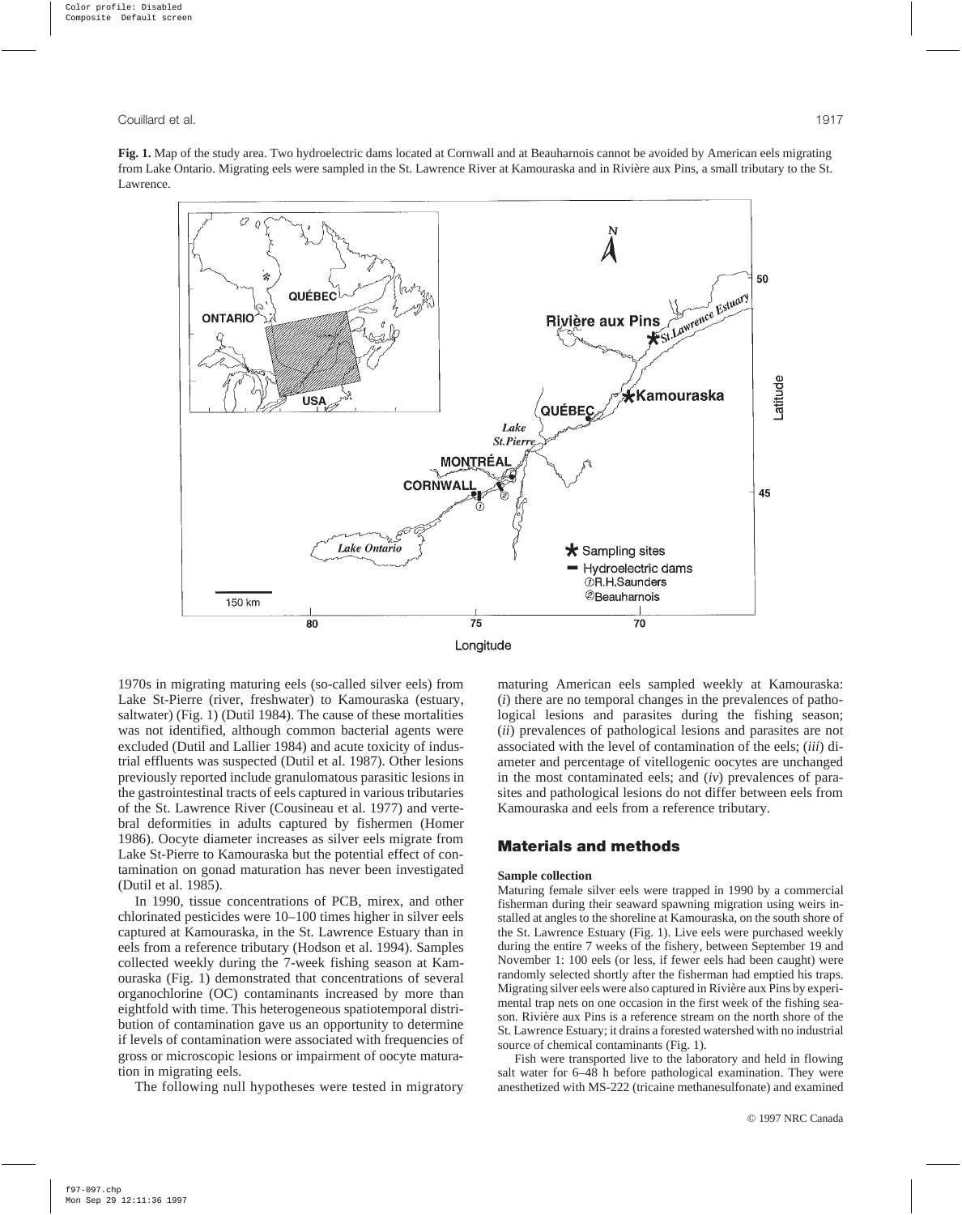**Fig. 1.** Map of the study area. Two hydroelectric dams located at Cornwall and at Beauharnois cannot be avoided by American eels migrating from Lake Ontario. Migrating eels were sampled in the St. Lawrence River at Kamouraska and in Rivière aux Pins, a small tributary to the St. Lawrence.

1970s in migrating maturing eels (so-called silver eels) from Lake St-Pierre (river, freshwater) to Kamouraska (estuary, saltwater) (Fig. 1) (Dutil 1984). The cause of these mortalities was not identified, although common bacterial agents were excluded (Dutil and Lallier 1984) and acute toxicity of industrial effluents was suspected (Dutil et al. 1987). Other lesions previously reported include granulomatous parasitic lesions in the gastrointestinal tracts of eels captured in various tributaries of the St. Lawrence River (Cousineau et al. 1977) and vertebral deformities in adults captured by fishermen (Homer 1986). Oocyte diameter increases as silver eels migrate from Lake St-Pierre to Kamouraska but the potential effect of contamination on gonad maturation has never been investigated (Dutil et al. 1985).

In 1990, tissue concentrations of PCB, mirex, and other chlorinated pesticides were 10–100 times higher in silver eels captured at Kamouraska, in the St. Lawrence Estuary than in eels from a reference tributary (Hodson et al. 1994). Samples collected weekly during the 7-week fishing season at Kamouraska (Fig. 1) demonstrated that concentrations of several organochlorine (OC) contaminants increased by more than eightfold with time. This heterogeneous spatiotemporal distribution of contamination gave us an opportunity to determine if levels of contamination were associated with frequencies of gross or microscopic lesions or impairment of oocyte maturation in migrating eels.

The following null hypotheses were tested in migratory maturing American eels sampled weekly at Kamouraska: (*i*) there are no temporal changes in the prevalences of pathological lesions and parasites during the fishing season; (*ii*) prevalences of pathological lesions and parasites are not associated with the level of contamination of the eels; (*iii*) diameter and percentage of vitellogenic oocytes are unchanged in the most contaminated eels; and (*iv*) prevalences of parasites and pathological lesions do not differ between eels from Kamouraska and eels from a reference tributary.

## Materials and methods

### Sample collection

Maturing female silver eels were trapped in 1990 by a commercial fisherman during their seaward spawning migration using weirs installed at angles to the shoreline at Kamouraska, on the south shore of the St. Lawrence Estuary (Fig. 1). Live eels were purchased weekly during the entire 7 weeks of the fishery, between September 19 and November 1: 100 eels (or less, if fewer eels had been caught) were randomly selected shortly after the fisherman had emptied his traps. Migrating silver eels were also captured in Rivière aux Pins by experimental trap nets on one occasion in the first week of the fishing season. Rivière aux Pins is a reference stream on the north shore of the St. Lawrence Estuary; it drains a forested watershed with no industrial source of chemical contaminants (Fig. 1).

Fish were transported live to the laboratory and held in flowing salt water for 6–48 h before pathological examination. They were anesthetized with MS-222 (tricaine methanesulfonate) and examined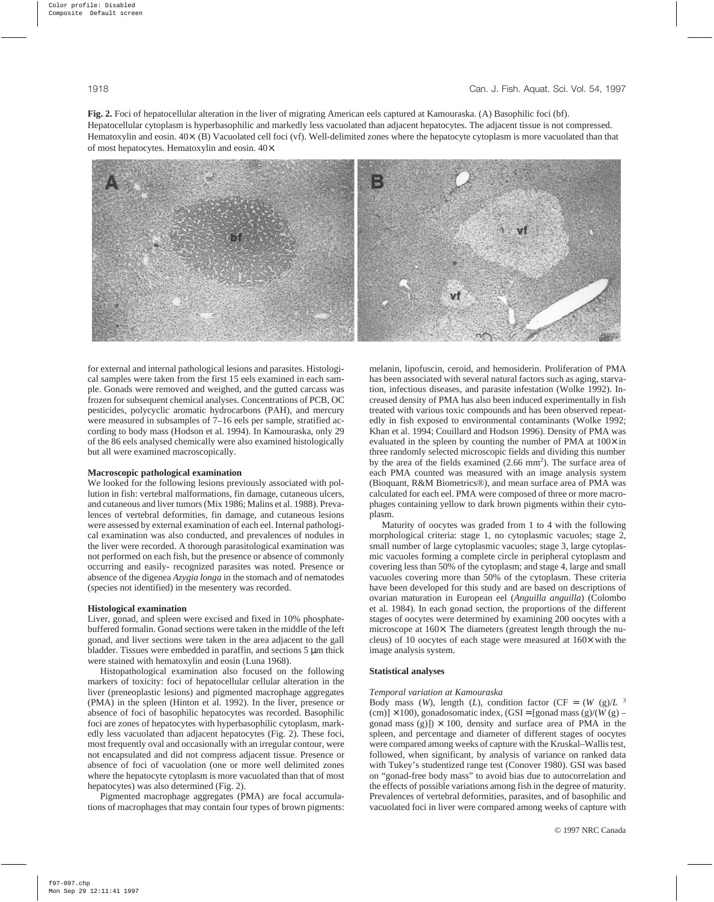**Fig. 2.** Foci of hepatocellular alteration in the liver of migrating American eels captured at Kamouraska. (A) Basophilic foci (bf). Hepatocellular cytoplasm is hyperbasophilic and markedly less vacuolated than adjacent hepatocytes. The adjacent tissue is not compressed. Hematoxylin and eosin. 40×. (B) Vacuolated cell foci (vf). Well-delimited zones where the hepatocyte cytoplasm is more vacuolated than that of most hepatocytes. Hematoxylin and eosin. 40×

for external and internal pathological lesions and parasites. Histological samples were taken from the first 15 eels examined in each sample. Gonads were removed and weighed, and the gutted carcass was frozen for subsequent chemical analyses. Concentrations of PCB, OC pesticides, polycyclic aromatic hydrocarbons (PAH), and mercury were measured in subsamples of 7–16 eels per sample, stratified according to body mass (Hodson et al. 1994). In Kamouraska, only 29 of the 86 eels analysed chemically were also examined histologically but all were examined macroscopically.

#### Macroscopic pathological examination

We looked for the following lesions previously associated with pollution in fish: vertebral malformations, fin damage, cutaneous ulcers, and cutaneous and liver tumors (Mix 1986; Malins et al. 1988). Prevalences of vertebral deformities, fin damage, and cutaneous lesions were assessed by external examination of each eel. Internal pathological examination was also conducted, and prevalences of nodules in the liver were recorded. A thorough parasitological examination was not performed on each fish, but the presence or absence of commonly occurring and easily- recognized parasites was noted. Presence or absence of the digenea *Azygia longa* in the stomach and of nematodes (species not identified) in the mesentery was recorded.

#### Histological examination

Liver, gonad, and spleen were excised and fixed in 10% phosphate-buffered formalin. Gonad sections were taken in the middle of the left gonad, and liver sections were taken in the area adjacent to the gall bladder. Tissues were embedded in paraffin, and sections 5 μm thick were stained with hematoxylin and eosin (Luna 1968).

Histopathological examination also focused on the following markers of toxicity: foci of hepatocellular cellular alteration in the liver (preneoplastic lesions) and pigmented macrophage aggregates (PMA) in the spleen (Hinton et al. 1992). In the liver, presence or absence of foci of basophilic hepatocytes was recorded. Basophilic foci are zones of hepatocytes with hyperbasophilic cytoplasm, markedly less vacuolated than adjacent hepatocytes (Fig. 2). These foci, most frequently oval and occasionally with an irregular contour, were not encapsulated and did not compress adjacent tissue. Presence or absence of foci of vacuolation (one or more well delimited zones where the hepatocyte cytoplasm is more vacuolated than that of most hepatocytes) was also determined (Fig. 2).

Pigmented macrophage aggregates (PMA) are focal accumulations of macrophages that may contain four types of brown pigments: melanin, lipofuscin, ceroid, and hemosiderin. Proliferation of PMA has been associated with several natural factors such as aging, starvation, infectious diseases, and parasite infestation (Wolke 1992). Increased density of PMA has also been induced experimentally in fish treated with various toxic compounds and has been observed repeatedly in fish exposed to environmental contaminants (Wolke 1992; Khan et al. 1994; Couillard and Hodson 1996). Density of PMA was evaluated in the spleen by counting the number of PMA at 100× in three randomly selected microscopic fields and dividing this number by the area of the fields examined (2.66 $mm^2$). The surface area of each PMA counted was measured with an image analysis system (Bioquant, R&M Biometrics®), and mean surface area of PMA was calculated for each eel. PMA were composed of three or more macrophages containing yellow to dark brown pigments within their cytoplasm.

Maturity of oocytes was graded from 1 to 4 with the following morphological criteria: stage 1, no cytoplasmic vacuoles; stage 2, small number of large cytoplasmic vacuoles; stage 3, large cytoplasmic vacuoles forming a complete circle in peripheral cytoplasm and covering less than 50% of the cytoplasm; and stage 4, large and small vacuoles covering more than 50% of the cytoplasm. These criteria have been developed for this study and are based on descriptions of ovarian maturation in European eel (*Anguilla anguilla*) (Colombo et al. 1984). In each gonad section, the proportions of the different stages of oocytes were determined by examining 200 oocytes with a microscope at 160×. The diameters (greatest length through the nucleus) of 10 oocytes of each stage were measured at 160× with the image analysis system.

#### Statistical analyses

##### *Temporal variation at Kamouraska*

Body mass ($W$), length ($L$), condition factor ($CF = (W \text{ (g)}/L^3 \text{ (cm)}) \times 100$), gonadosomatic index, ($GSI = [\text{gonad mass (g)}/(W \text{ (g)} - \text{gonad mass (g)})] \times 100$), density and surface area of PMA in the spleen, and percentage and diameter of different stages of oocytes were compared among weeks of capture with the Kruskal–Wallis test, followed, when significant, by analysis of variance on ranked data with Tukey's studentized range test (Conover 1980). GSI was based on "gonad-free body mass" to avoid bias due to autocorrelation and the effects of possible variations among fish in the degree of maturity. Prevalences of vertebral deformities, parasites, and of basophilic and vacuolated foci in liver were compared among weeks of capture with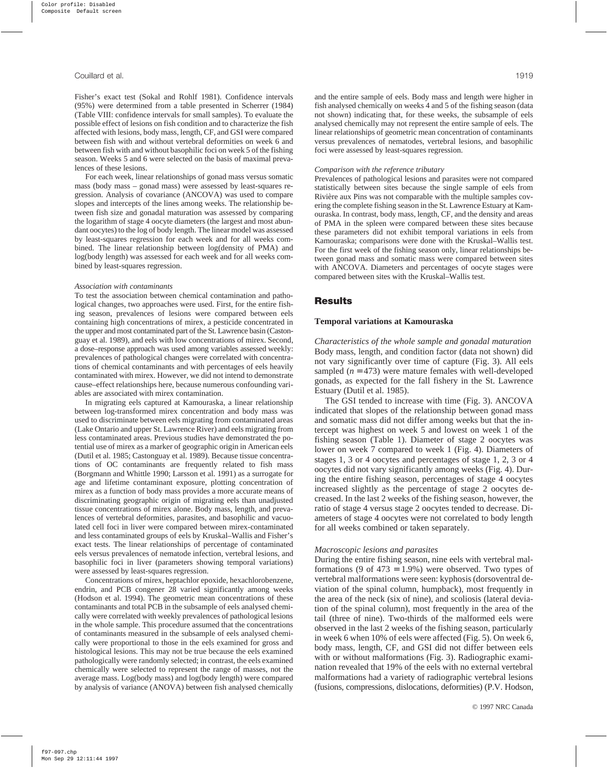Fisher's exact test (Sokal and Rohlf 1981). Confidence intervals (95%) were determined from a table presented in Scherrer (1984) (Table VIII: confidence intervals for small samples). To evaluate the possible effect of lesions on fish condition and to characterize the fish affected with lesions, body mass, length, CF, and GSI were compared between fish with and without vertebral deformities on week 6 and between fish with and without basophilic foci on week 5 of the fishing season. Weeks 5 and 6 were selected on the basis of maximal prevalences of these lesions.

For each week, linear relationships of gonad mass versus somatic mass (body mass – gonad mass) were assessed by least-squares regression. Analysis of covariance (ANCOVA) was used to compare slopes and intercepts of the lines among weeks. The relationship between fish size and gonadal maturation was assessed by comparing the logarithm of stage 4 oocyte diameters (the largest and most abundant oocytes) to the log of body length. The linear model was assessed by least-squares regression for each week and for all weeks combined. The linear relationship between log(density of PMA) and log(body length) was assessed for each week and for all weeks combined by least-squares regression.

*Association with contaminants*

To test the association between chemical contamination and pathological changes, two approaches were used. First, for the entire fishing season, prevalences of lesions were compared between eels containing high concentrations of mirex, a pesticide concentrated in the upper and most contaminated part of the St. Lawrence basin (Castonguay et al. 1989), and eels with low concentrations of mirex. Second, a dose–response approach was used among variables assessed weekly: prevalences of pathological changes were correlated with concentrations of chemical contaminants and with percentages of eels heavily contaminated with mirex. However, we did not intend to demonstrate cause–effect relationships here, because numerous confounding variables are associated with mirex contamination.

In migrating eels captured at Kamouraska, a linear relationship between log-transformed mirex concentration and body mass was used to discriminate between eels migrating from contaminated areas (Lake Ontario and upper St. Lawrence River) and eels migrating from less contaminated areas. Previous studies have demonstrated the potential use of mirex as a marker of geographic origin in American eels (Dutil et al. 1985; Castonguay et al. 1989). Because tissue concentrations of OC contaminants are frequently related to fish mass (Borgmann and Whittle 1990; Larsson et al. 1991) as a surrogate for age and lifetime contaminant exposure, plotting concentration of mirex as a function of body mass provides a more accurate means of discriminating geographic origin of migrating eels than unadjusted tissue concentrations of mirex alone. Body mass, length, and prevalences of vertebral deformities, parasites, and basophilic and vacuolated cell foci in liver were compared between mirex-contaminated and less contaminated groups of eels by Kruskal–Wallis and Fisher's exact tests. The linear relationships of percentage of contaminated eels versus prevalences of nematode infection, vertebral lesions, and basophilic foci in liver (parameters showing temporal variations) were assessed by least-squares regression.

Concentrations of mirex, heptachlor epoxide, hexachlorobenzene, endrin, and PCB congener 28 varied significantly among weeks (Hodson et al. 1994). The geometric mean concentrations of these contaminants and total PCB in the subsample of eels analysed chemically were correlated with weekly prevalences of pathological lesions in the whole sample. This procedure assumed that the concentrations of contaminants measured in the subsample of eels analysed chemically were proportional to those in the eels examined for gross and histological lesions. This may not be true because the eels examined pathologically were randomly selected; in contrast, the eels examined chemically were selected to represent the range of masses, not the average mass. Log(body mass) and log(body length) were compared by analysis of variance (ANOVA) between fish analysed chemically and the entire sample of eels. Body mass and length were higher in fish analysed chemically on weeks 4 and 5 of the fishing season (data not shown) indicating that, for these weeks, the subsample of eels analysed chemically may not represent the entire sample of eels. The linear relationships of geometric mean concentration of contaminants versus prevalences of nematodes, vertebral lesions, and basophilic foci were assessed by least-squares regression.

*Comparison with the reference tributary*

Prevalences of pathological lesions and parasites were not compared statistically between sites because the single sample of eels from Rivière aux Pins was not comparable with the multiple samples covering the complete fishing season in the St. Lawrence Estuary at Kamouraska. In contrast, body mass, length, CF, and the density and areas of PMA in the spleen were compared between these sites because these parameters did not exhibit temporal variations in eels from Kamouraska; comparisons were done with the Kruskal–Wallis test. For the first week of the fishing season only, linear relationships between gonad mass and somatic mass were compared between sites with ANCOVA. Diameters and percentages of oocyte stages were compared between sites with the Kruskal–Wallis test.

# Results

## Temporal variations at Kamouraska

*Characteristics of the whole sample and gonadal maturation*

Body mass, length, and condition factor (data not shown) did not vary significantly over time of capture (Fig. 3). All eels sampled ($n = 473$) were mature females with well-developed gonads, as expected for the fall fishery in the St. Lawrence Estuary (Dutil et al. 1985).

The GSI tended to increase with time (Fig. 3). ANCOVA indicated that slopes of the relationship between gonad mass and somatic mass did not differ among weeks but that the intercept was highest on week 5 and lowest on week 1 of the fishing season (Table 1). Diameter of stage 2 oocytes was lower on week 7 compared to week 1 (Fig. 4). Diameters of stages 1, 3 or 4 oocytes and percentages of stage 1, 2, 3 or 4 oocytes did not vary significantly among weeks (Fig. 4). During the entire fishing season, percentages of stage 4 oocytes increased slightly as the percentage of stage 2 oocytes decreased. In the last 2 weeks of the fishing season, however, the ratio of stage 4 versus stage 2 oocytes tended to decrease. Diameters of stage 4 oocytes were not correlated to body length for all weeks combined or taken separately.

*Macroscopic lesions and parasites*

During the entire fishing season, nine eels with vertebral malformations (9 of 473 = 1.9%) were observed. Two types of vertebral malformations were seen: kyphosis (dorsoventral deviation of the spinal column, humpback), most frequently in the area of the neck (six of nine), and scoliosis (lateral deviation of the spinal column), most frequently in the area of the tail (three of nine). Two-thirds of the malformed eels were observed in the last 2 weeks of the fishing season, particularly in week 6 when 10% of eels were affected (Fig. 5). On week 6, body mass, length, CF, and GSI did not differ between eels with or without malformations (Fig. 3). Radiographic examination revealed that 19% of the eels with no external vertebral malformations had a variety of radiographic vertebral lesions (fusions, compressions, dislocations, deformities) (P.V. Hodson,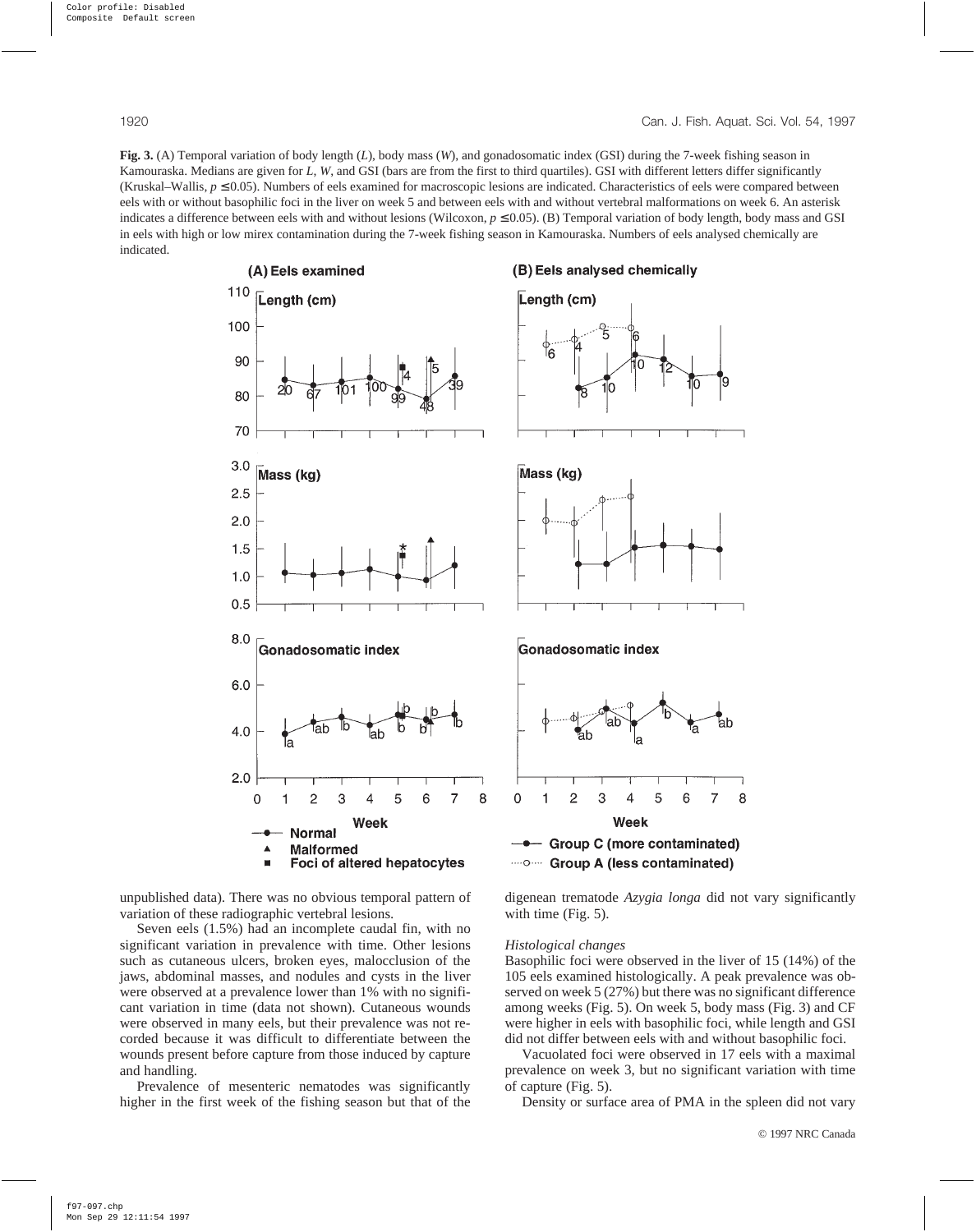**Fig. 3.** (A) Temporal variation of body length ($L$), body mass ($W$), and gonadosomatic index (GSI) during the 7-week fishing season in Kamouraska. Medians are given for $L$, $W$, and GSI (bars are from the first to third quartiles). GSI with different letters differ significantly (Kruskal–Wallis, $p \leq 0.05$). Numbers of eels examined for macroscopic lesions are indicated. Characteristics of eels were compared between eels with or without basophilic foci in the liver on week 5 and between eels with and without vertebral malformations on week 6. An asterisk indicates a difference between eels with and without lesions (Wilcoxon, $p \leq 0.05$). (B) Temporal variation of body length, body mass and GSI in eels with high or low mirex contamination during the 7-week fishing season in Kamouraska. Numbers of eels analysed chemically are indicated.

unpublished data). There was no obvious temporal pattern of variation of these radiographic vertebral lesions.

Seven eels (1.5%) had an incomplete caudal fin, with no significant variation in prevalence with time. Other lesions such as cutaneous ulcers, broken eyes, malocclusion of the jaws, abdominal masses, and nodules and cysts in the liver were observed at a prevalence lower than 1% with no significant variation in time (data not shown). Cutaneous wounds were observed in many eels, but their prevalence was not recorded because it was difficult to differentiate between the wounds present before capture from those induced by capture and handling.

Prevalence of mesenteric nematodes was significantly higher in the first week of the fishing season but that of the digenean trematode *Azygia longa* did not vary significantly with time (Fig. 5).

### *Histological changes*

Basophilic foci were observed in the liver of 15 (14%) of the 105 eels examined histologically. A peak prevalence was observed on week 5 (27%) but there was no significant difference among weeks (Fig. 5). On week 5, body mass (Fig. 3) and CF were higher in eels with basophilic foci, while length and GSI did not differ between eels with and without basophilic foci.

Vacuolated foci were observed in 17 eels with a maximal prevalence on week 3, but no significant variation with time of capture (Fig. 5).

Density or surface area of PMA in the spleen did not vary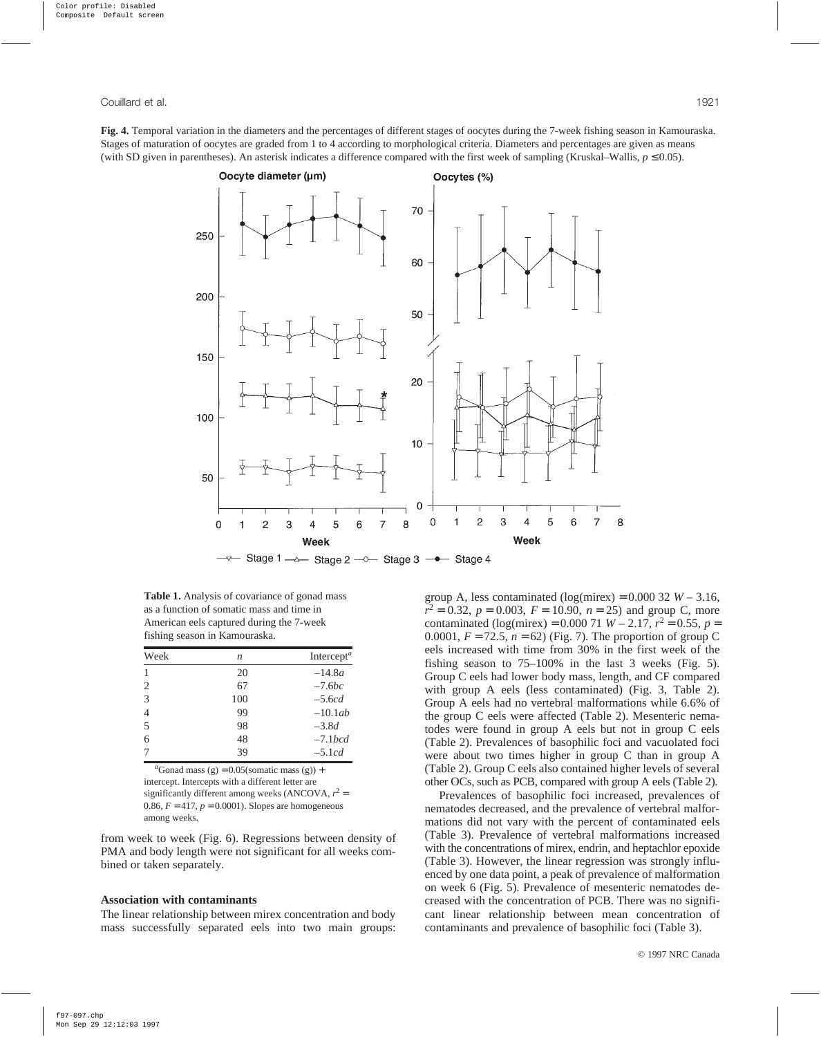**Fig. 4.** Temporal variation in the diameters and the percentages of different stages of oocytes during the 7-week fishing season in Kamouraska. Stages of maturation of oocytes are graded from 1 to 4 according to morphological criteria. Diameters and percentages are given as means (with SD given in parentheses). An asterisk indicates a difference compared with the first week of sampling (Kruskal–Wallis, $p \leq 0.05$).

**Table 1.** Analysis of covariance of gonad mass as a function of somatic mass and time in American eels captured during the 7-week fishing season in Kamouraska.

| Week | *n* | Intercept[a] |
|---|---|---|
| 1 | 20 | –14.8*a* |
| 2 | 67 | –7.6*bc* |
| 3 | 100 | –5.6*cd* |
| 4 | 99 | –10.1*ab* |
| 5 | 98 | –3.8*d* |
| 6 | 48 | –7.1*bcd* |
| 7 | 39 | –5.1*cd* |

[a]Gonad mass (g) = 0.05(somatic mass (g)) + intercept. Intercepts with a different letter are significantly different among weeks (ANCOVA, $r^2$ = 0.86, $F$ = 417, $p$ = 0.0001). Slopes are homogeneous among weeks.

from week to week (Fig. 6). Regressions between density of PMA and body length were not significant for all weeks combined or taken separately.

### Association with contaminants

The linear relationship between mirex concentration and body mass successfully separated eels into two main groups: group A, less contaminated (log(mirex) = 0.000 32 $W$ – 3.16, $r^2$ = 0.32, $p$ = 0.003, $F$ = 10.90, $n$ = 25) and group C, more contaminated (log(mirex) = 0.000 71 $W$ – 2.17, $r^2$ = 0.55, $p$ = 0.0001, $F$ = 72.5, $n$ = 62) (Fig. 7). The proportion of group C eels increased with time from 30% in the first week of the fishing season to 75–100% in the last 3 weeks (Fig. 5). Group C eels had lower body mass, length, and CF compared with group A eels (less contaminated) (Fig. 3, Table 2). Group A eels had no vertebral malformations while 6.6% of the group C eels were affected (Table 2). Mesenteric nematodes were found in group A eels but not in group C eels (Table 2). Prevalences of basophilic foci and vacuolated foci were about two times higher in group C than in group A (Table 2). Group C eels also contained higher levels of several other OCs, such as PCB, compared with group A eels (Table 2).

Prevalences of basophilic foci increased, prevalences of nematodes decreased, and the prevalence of vertebral malformations did not vary with the percent of contaminated eels (Table 3). Prevalence of vertebral malformations increased with the concentrations of mirex, endrin, and heptachlor epoxide (Table 3). However, the linear regression was strongly influenced by one data point, a peak of prevalence of malformation on week 6 (Fig. 5). Prevalence of mesenteric nematodes decreased with the concentration of PCB. There was no significant linear relationship between mean concentration of contaminants and prevalence of basophilic foci (Table 3).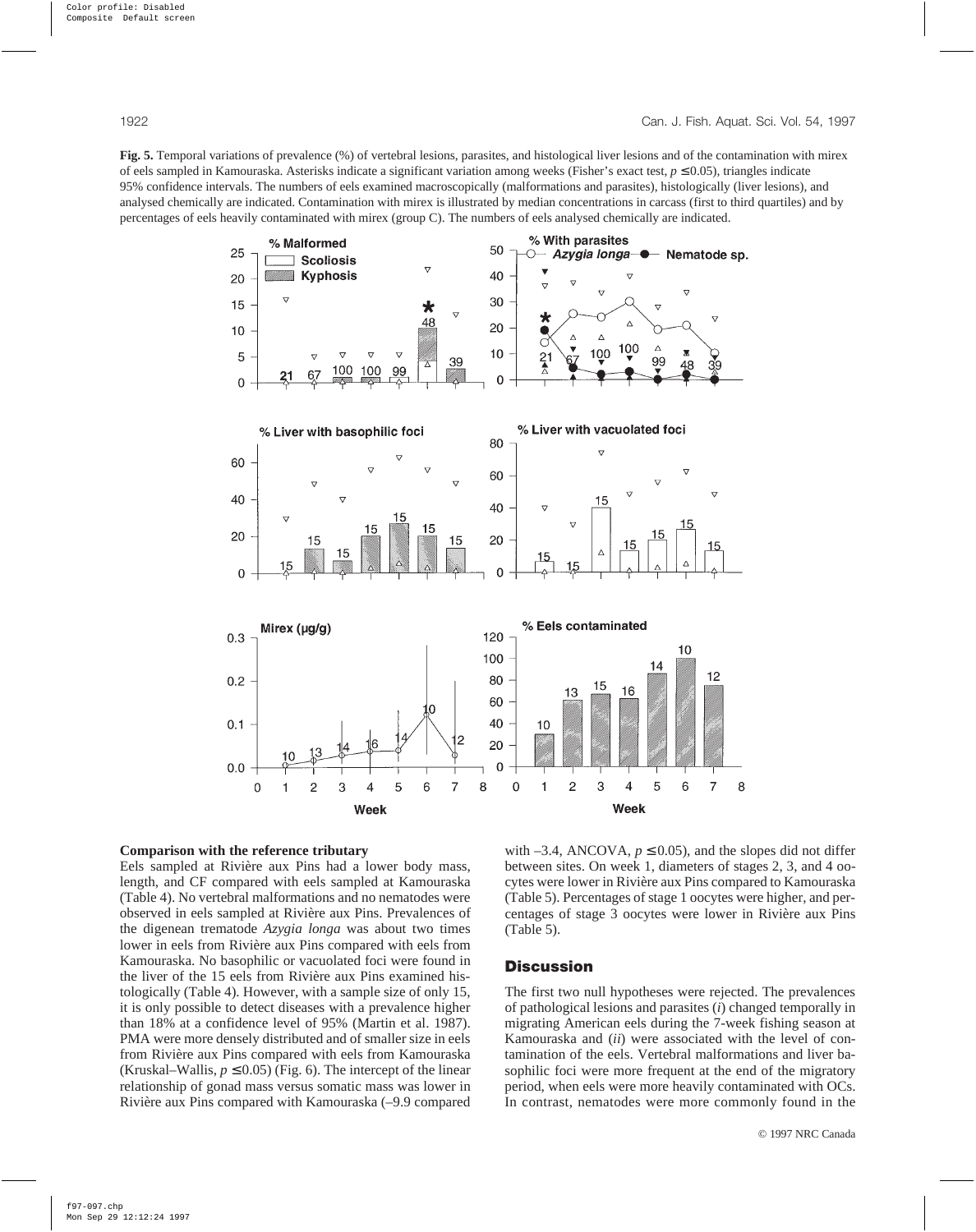**Fig. 5.** Temporal variations of prevalence (%) of vertebral lesions, parasites, and histological liver lesions and of the contamination with mirex of eels sampled in Kamouraska. Asterisks indicate a significant variation among weeks (Fisher's exact test, $p \le 0.05$), triangles indicate 95% confidence intervals. The numbers of eels examined macroscopically (malformations and parasites), histologically (liver lesions), and analysed chemically are indicated. Contamination with mirex is illustrated by median concentrations in carcass (first to third quartiles) and by percentages of eels heavily contaminated with mirex (group C). The numbers of eels analysed chemically are indicated.

**Comparison with the reference tributary**

Eels sampled at Rivière aux Pins had a lower body mass, length, and CF compared with eels sampled at Kamouraska (Table 4). No vertebral malformations and no nematodes were observed in eels sampled at Rivière aux Pins. Prevalences of the digenean trematode *Azygia longa* was about two times lower in eels from Rivière aux Pins compared with eels from Kamouraska. No basophilic or vacuolated foci were found in the liver of the 15 eels from Rivière aux Pins examined histologically (Table 4). However, with a sample size of only 15, it is only possible to detect diseases with a prevalence higher than 18% at a confidence level of 95% (Martin et al. 1987). PMA were more densely distributed and of smaller size in eels from Rivière aux Pins compared with eels from Kamouraska (Kruskal–Wallis, $p \le 0.05$) (Fig. 6). The intercept of the linear relationship of gonad mass versus somatic mass was lower in Rivière aux Pins compared with Kamouraska (–9.9 compared with –3.4, ANCOVA, $p \le 0.05$), and the slopes did not differ between sites. On week 1, diameters of stages 2, 3, and 4 oocytes were lower in Rivière aux Pins compared to Kamouraska (Table 5). Percentages of stage 1 oocytes were higher, and percentages of stage 3 oocytes were lower in Rivière aux Pins (Table 5).

## Discussion

The first two null hypotheses were rejected. The prevalences of pathological lesions and parasites (*i*) changed temporally in migrating American eels during the 7-week fishing season at Kamouraska and (*ii*) were associated with the level of contamination of the eels. Vertebral malformations and liver basophilic foci were more frequent at the end of the migratory period, when eels were more heavily contaminated with OCs. In contrast, nematodes were more commonly found in the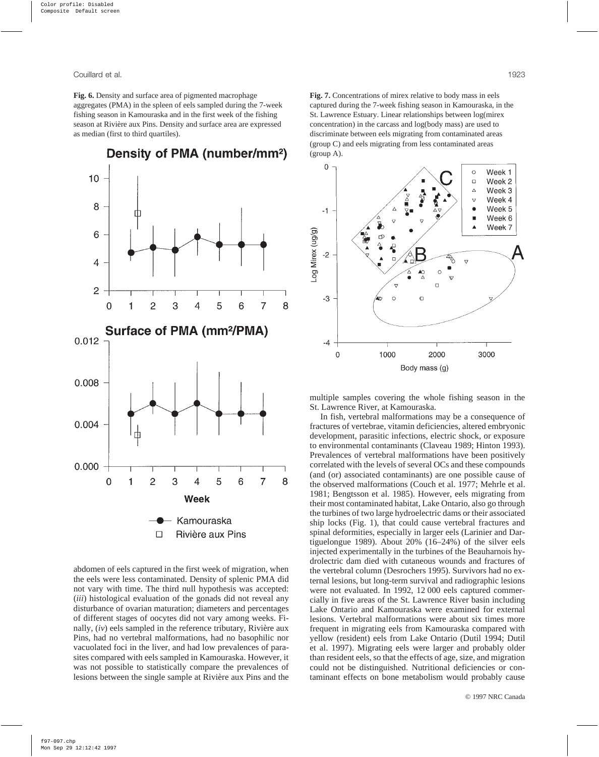**Fig. 6.** Density and surface area of pigmented macrophage aggregates (PMA) in the spleen of eels sampled during the 7-week fishing season in Kamouraska and in the first week of the fishing season at Rivière aux Pins. Density and surface area are expressed as median (first to third quartiles).

**Fig. 7.** Concentrations of mirex relative to body mass in eels captured during the 7-week fishing season in Kamouraska, in the St. Lawrence Estuary. Linear relationships between log(mirex concentration) in the carcass and log(body mass) are used to discriminate between eels migrating from contaminated areas (group C) and eels migrating from less contaminated areas (group A).

abdomen of eels captured in the first week of migration, when the eels were less contaminated. Density of splenic PMA did not vary with time. The third null hypothesis was accepted: (*iii*) histological evaluation of the gonads did not reveal any disturbance of ovarian maturation; diameters and percentages of different stages of oocytes did not vary among weeks. Finally, (*iv*) eels sampled in the reference tributary, Rivière aux Pins, had no vertebral malformations, had no basophilic nor vacuolated foci in the liver, and had low prevalences of parasites compared with eels sampled in Kamouraska. However, it was not possible to statistically compare the prevalences of lesions between the single sample at Rivière aux Pins and the multiple samples covering the whole fishing season in the St. Lawrence River, at Kamouraska.

In fish, vertebral malformations may be a consequence of fractures of vertebrae, vitamin deficiencies, altered embryonic development, parasitic infections, electric shock, or exposure to environmental contaminants (Claveau 1989; Hinton 1993). Prevalences of vertebral malformations have been positively correlated with the levels of several OCs and these compounds (and (or) associated contaminants) are one possible cause of the observed malformations (Couch et al. 1977; Mehrle et al. 1981; Bengtsson et al. 1985). However, eels migrating from their most contaminated habitat, Lake Ontario, also go through the turbines of two large hydroelectric dams or their associated ship locks (Fig. 1), that could cause vertebral fractures and spinal deformities, especially in larger eels (Larinier and Dartiguelongue 1989). About 20% (16–24%) of the silver eels injected experimentally in the turbines of the Beauharnois hydrolectric dam died with cutaneous wounds and fractures of the vertebral column (Desrochers 1995). Survivors had no external lesions, but long-term survival and radiographic lesions were not evaluated. In 1992, 12 000 eels captured commercially in five areas of the St. Lawrence River basin including Lake Ontario and Kamouraska were examined for external lesions. Vertebral malformations were about six times more frequent in migrating eels from Kamouraska compared with yellow (resident) eels from Lake Ontario (Dutil 1994; Dutil et al. 1997). Migrating eels were larger and probably older than resident eels, so that the effects of age, size, and migration could not be distinguished. Nutritional deficiencies or contaminant effects on bone metabolism would probably cause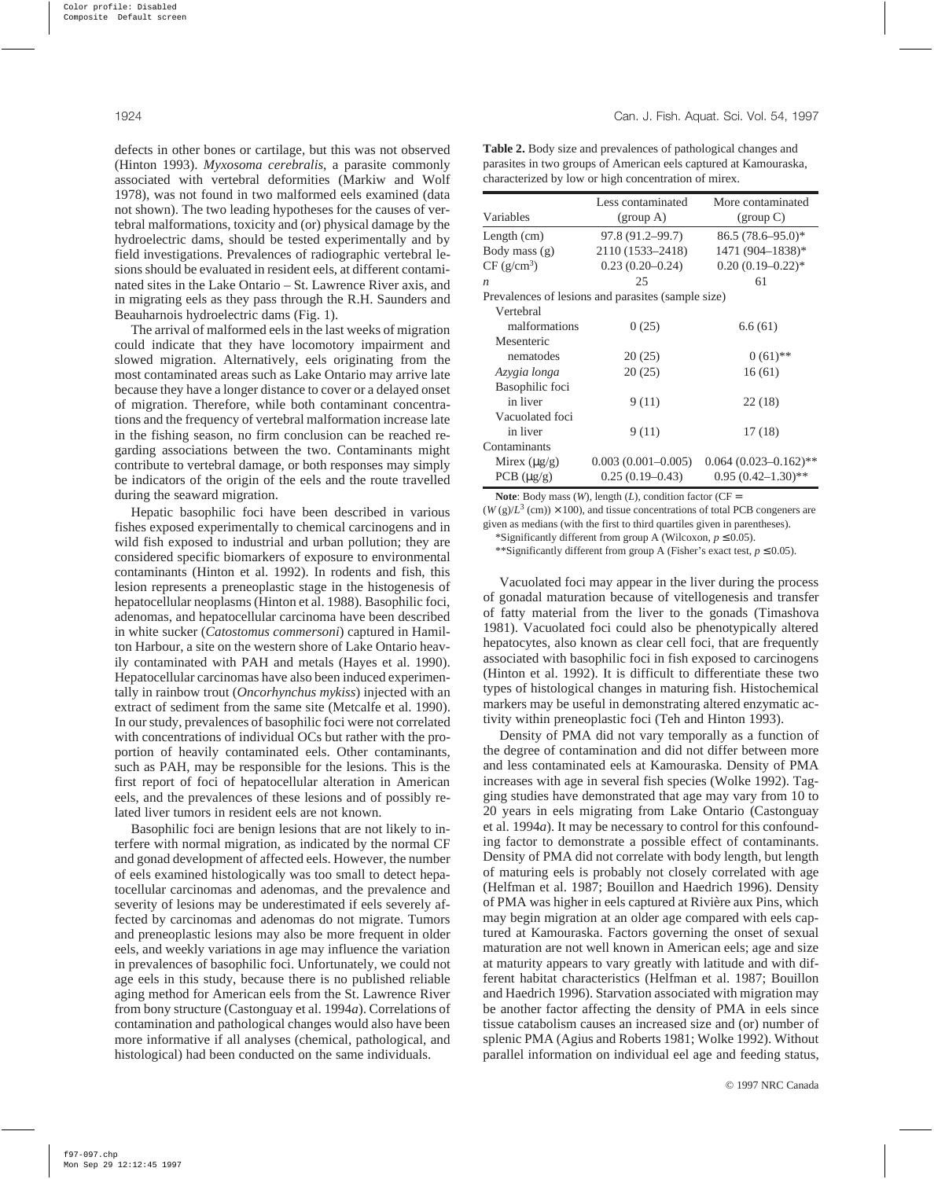defects in other bones or cartilage, but this was not observed (Hinton 1993). *Myxosoma cerebralis*, a parasite commonly associated with vertebral deformities (Markiw and Wolf 1978), was not found in two malformed eels examined (data not shown). The two leading hypotheses for the causes of vertebral malformations, toxicity and (or) physical damage by the hydroelectric dams, should be tested experimentally and by field investigations. Prevalences of radiographic vertebral lesions should be evaluated in resident eels, at different contaminated sites in the Lake Ontario – St. Lawrence River axis, and in migrating eels as they pass through the R.H. Saunders and Beauharnois hydroelectric dams (Fig. 1).

The arrival of malformed eels in the last weeks of migration could indicate that they have locomotory impairment and slowed migration. Alternatively, eels originating from the most contaminated areas such as Lake Ontario may arrive late because they have a longer distance to cover or a delayed onset of migration. Therefore, while both contaminant concentrations and the frequency of vertebral malformation increase late in the fishing season, no firm conclusion can be reached regarding associations between the two. Contaminants might contribute to vertebral damage, or both responses may simply be indicators of the origin of the eels and the route travelled during the seaward migration.

Hepatic basophilic foci have been described in various fishes exposed experimentally to chemical carcinogens and in wild fish exposed to industrial and urban pollution; they are considered specific biomarkers of exposure to environmental contaminants (Hinton et al. 1992). In rodents and fish, this lesion represents a preneoplastic stage in the histogenesis of hepatocellular neoplasms (Hinton et al. 1988). Basophilic foci, adenomas, and hepatocellular carcinoma have been described in white sucker (*Catostomus commersoni*) captured in Hamilton Harbour, a site on the western shore of Lake Ontario heavily contaminated with PAH and metals (Hayes et al. 1990). Hepatocellular carcinomas have also been induced experimentally in rainbow trout (*Oncorhynchus mykiss*) injected with an extract of sediment from the same site (Metcalfe et al. 1990). In our study, prevalences of basophilic foci were not correlated with concentrations of individual OCs but rather with the proportion of heavily contaminated eels. Other contaminants, such as PAH, may be responsible for the lesions. This is the first report of foci of hepatocellular alteration in American eels, and the prevalences of these lesions and of possibly related liver tumors in resident eels are not known.

Basophilic foci are benign lesions that are not likely to interfere with normal migration, as indicated by the normal CF and gonad development of affected eels. However, the number of eels examined histologically was too small to detect hepatocellular carcinomas and adenomas, and the prevalence and severity of lesions may be underestimated if eels severely affected by carcinomas and adenomas do not migrate. Tumors and preneoplastic lesions may also be more frequent in older eels, and weekly variations in age may influence the variation in prevalences of basophilic foci. Unfortunately, we could not age eels in this study, because there is no published reliable aging method for American eels from the St. Lawrence River from bony structure (Castonguay et al. 1994*a*). Correlations of contamination and pathological changes would also have been more informative if all analyses (chemical, pathological, and histological) had been conducted on the same individuals.

**Table 2.** Body size and prevalences of pathological changes and parasites in two groups of American eels captured at Kamouraska, characterized by low or high concentration of mirex.

| Variables | Less contaminated (group A) | More contaminated (group C) |
|---|---|---|
| Length (cm) | 97.8 (91.2–99.7) | 86.5 (78.6–95.0)* |
| Body mass (g) | 2110 (1533–2418) | 1471 (904–1838)* |
| CF ($g/cm^3$) | 0.23 (0.20–0.24) | 0.20 (0.19–0.22)* |
| *n* | 25 | 61 |
| Prevalences of lesions and parasites (sample size) | | |
| Vertebral malformations | 0 (25) | 6.6 (61) |
| Mesenteric nematodes | 20 (25) | 0 (61)** |
| *Azygia longa* | 20 (25) | 16 (61) |
| Basophilic foci in liver | 9 (11) | 22 (18) |
| Vacuolated foci in liver | 9 (11) | 17 (18) |
| Contaminants | | |
| Mirex (μg/g) | 0.003 (0.001–0.005) | 0.064 (0.023–0.162)** |
| PCB (μg/g) | 0.25 (0.19–0.43) | 0.95 (0.42–1.30)** |

**Note**: Body mass (*W*), length (*L*), condition factor (CF = ($W$ (g)/$L^3$ (cm)) × 100), and tissue concentrations of total PCB congeners are given as medians (with the first to third quartiles given in parentheses).

*Significantly different from group A (Wilcoxon, $p \leq 0.05$).

**Significantly different from group A (Fisher's exact test, $p \leq 0.05$).

Vacuolated foci may appear in the liver during the process of gonadal maturation because of vitellogenesis and transfer of fatty material from the liver to the gonads (Timashova 1981). Vacuolated foci could also be phenotypically altered hepatocytes, also known as clear cell foci, that are frequently associated with basophilic foci in fish exposed to carcinogens (Hinton et al. 1992). It is difficult to differentiate these two types of histological changes in maturing fish. Histochemical markers may be useful in demonstrating altered enzymatic activity within preneoplastic foci (Teh and Hinton 1993).

Density of PMA did not vary temporally as a function of the degree of contamination and did not differ between more and less contaminated eels at Kamouraska. Density of PMA increases with age in several fish species (Wolke 1992). Tagging studies have demonstrated that age may vary from 10 to 20 years in eels migrating from Lake Ontario (Castonguay et al. 1994*a*). It may be necessary to control for this confounding factor to demonstrate a possible effect of contaminants. Density of PMA did not correlate with body length, but length of maturing eels is probably not closely correlated with age (Helfman et al. 1987; Bouillon and Haedrich 1996). Density of PMA was higher in eels captured at Rivière aux Pins, which may begin migration at an older age compared with eels captured at Kamouraska. Factors governing the onset of sexual maturation are not well known in American eels; age and size at maturity appears to vary greatly with latitude and with different habitat characteristics (Helfman et al. 1987; Bouillon and Haedrich 1996). Starvation associated with migration may be another factor affecting the density of PMA in eels since tissue catabolism causes an increased size and (or) number of splenic PMA (Agius and Roberts 1981; Wolke 1992). Without parallel information on individual eel age and feeding status,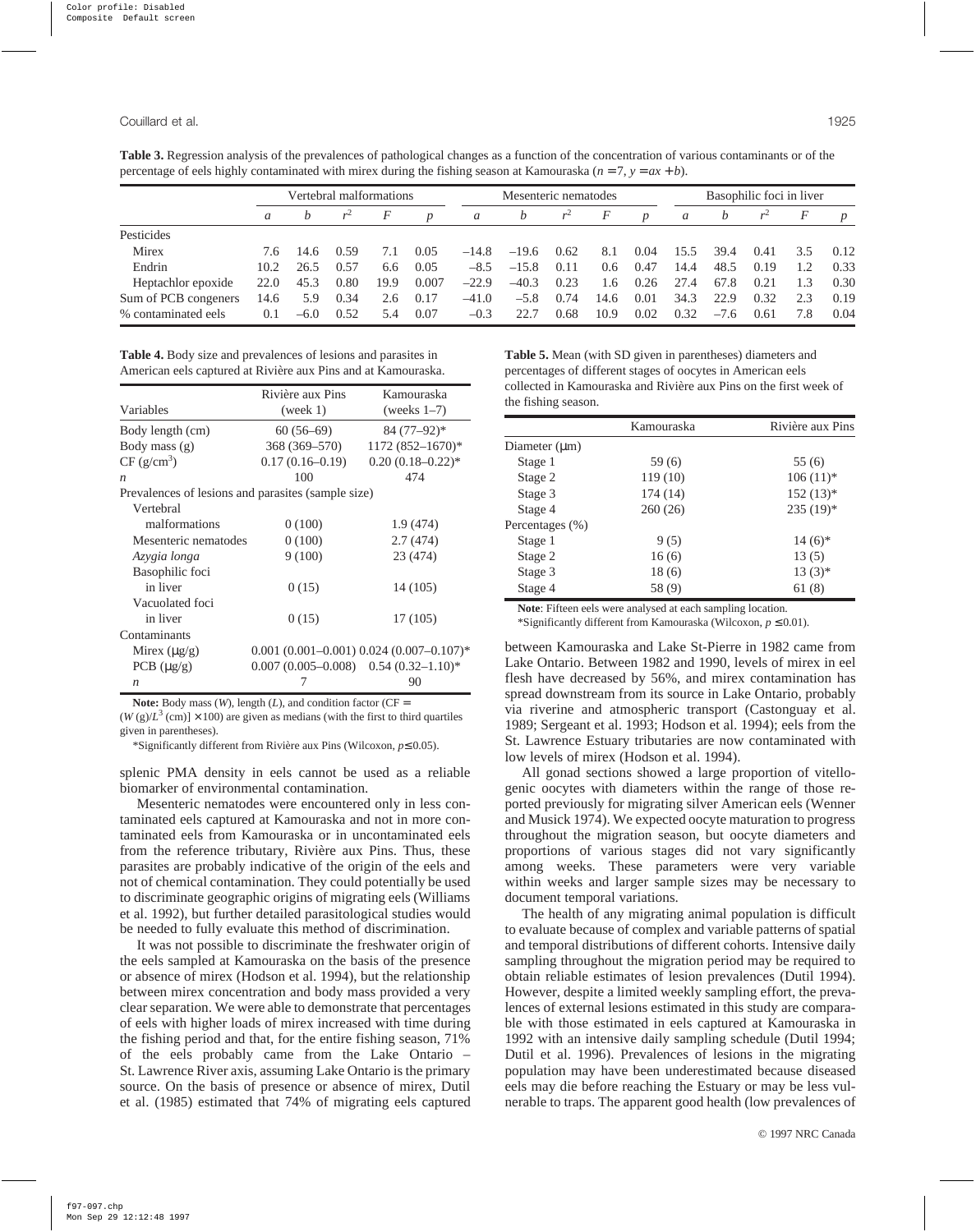**Table 3.** Regression analysis of the prevalences of pathological changes as a function of the concentration of various contaminants or of the percentage of eels highly contaminated with mirex during the fishing season at Kamouraska ($n = 7$, $y = ax + b$).

| | Vertebral malformations | | | | | Mesenteric nematodes | | | | | Basophilic foci in liver | | | | |
|---|---|---|---|---|---|---|---|---|---|---|---|---|---|---|---|
| | $a$ | $b$ | $r^2$ | $F$ | $p$ | $a$ | $b$ | $r^2$ | $F$ | $p$ | $a$ | $b$ | $r^2$ | $F$ | $p$ |
| Pesticides | | | | | | | | | | | | | | | |
| Mirex | 7.6 | 14.6 | 0.59 | 7.1 | 0.05 | −14.8 | −19.6 | 0.62 | 8.1 | 0.04 | 15.5 | 39.4 | 0.41 | 3.5 | 0.12 |
| Endrin | 10.2 | 26.5 | 0.57 | 6.6 | 0.05 | −8.5 | −15.8 | 0.11 | 0.6 | 0.47 | 14.4 | 48.5 | 0.19 | 1.2 | 0.33 |
| Heptachlor epoxide | 22.0 | 45.3 | 0.80 | 19.9 | 0.007 | −22.9 | −40.3 | 0.23 | 1.6 | 0.26 | 27.4 | 67.8 | 0.21 | 1.3 | 0.30 |
| Sum of PCB congeners | 14.6 | 5.9 | 0.34 | 2.6 | 0.17 | −41.0 | −5.8 | 0.74 | 14.6 | 0.01 | 34.3 | 22.9 | 0.32 | 2.3 | 0.19 |
| % contaminated eels | 0.1 | −6.0 | 0.52 | 5.4 | 0.07 | −0.3 | 22.7 | 0.68 | 10.9 | 0.02 | 0.32 | −7.6 | 0.61 | 7.8 | 0.04 |

**Table 4.** Body size and prevalences of lesions and parasites in American eels captured at Rivière aux Pins and at Kamouraska.

| Variables | Rivière aux Pins (week 1) | Kamouraska (weeks 1–7) |
|---|---|---|
| Body length (cm) | 60 (56–69) | 84 (77–92)* |
| Body mass (g) | 368 (369–570) | 1172 (852–1670)* |
| CF (g/cm$^3$) | 0.17 (0.16–0.19) | 0.20 (0.18–0.22)* |
| $n$ | 100 | 474 |
| Prevalences of lesions and parasites (sample size) | | |
| Vertebral malformations | 0 (100) | 1.9 (474) |
| Mesenteric nematodes | 0 (100) | 2.7 (474) |
| *Azygia longa* | 9 (100) | 23 (474) |
| Basophilic foci in liver | 0 (15) | 14 (105) |
| Vacuolated foci in liver | 0 (15) | 17 (105) |
| Contaminants | | |
| Mirex (μg/g) | 0.001 (0.001–0.001) | 0.024 (0.007–0.107)* |
| PCB (μg/g) | 0.007 (0.005–0.008) | 0.54 (0.32–1.10)* |
| $n$ | 7 | 90 |

**Note:** Body mass ($W$), length ($L$), and condition factor (CF = $(W\,(\mathrm{g})/L^3\,(\mathrm{cm})] \times 100$) are given as medians (with the first to third quartiles given in parentheses).

*Significantly different from Rivière aux Pins (Wilcoxon, $p \leq 0.05$).

**Table 5.** Mean (with SD given in parentheses) diameters and percentages of different stages of oocytes in American eels collected in Kamouraska and Rivière aux Pins on the first week of the fishing season.

| | Kamouraska | Rivière aux Pins |
|---|---|---|
| Diameter (μm) | | |
| Stage 1 | 59 (6) | 55 (6) |
| Stage 2 | 119 (10) | 106 (11)* |
| Stage 3 | 174 (14) | 152 (13)* |
| Stage 4 | 260 (26) | 235 (19)* |
| Percentages (%) | | |
| Stage 1 | 9 (5) | 14 (6)* |
| Stage 2 | 16 (6) | 13 (5) |
| Stage 3 | 18 (6) | 13 (3)* |
| Stage 4 | 58 (9) | 61 (8) |

**Note**: Fifteen eels were analysed at each sampling location.

*Significantly different from Kamouraska (Wilcoxon, $p \leq 0.01$).

splenic PMA density in eels cannot be used as a reliable biomarker of environmental contamination.

Mesenteric nematodes were encountered only in less contaminated eels captured at Kamouraska and not in more contaminated eels from Kamouraska or in uncontaminated eels from the reference tributary, Rivière aux Pins. Thus, these parasites are probably indicative of the origin of the eels and not of chemical contamination. They could potentially be used to discriminate geographic origins of migrating eels (Williams et al. 1992), but further detailed parasitological studies would be needed to fully evaluate this method of discrimination.

It was not possible to discriminate the freshwater origin of the eels sampled at Kamouraska on the basis of the presence or absence of mirex (Hodson et al. 1994), but the relationship between mirex concentration and body mass provided a very clear separation. We were able to demonstrate that percentages of eels with higher loads of mirex increased with time during the fishing period and that, for the entire fishing season, 71% of the eels probably came from the Lake Ontario – St. Lawrence River axis, assuming Lake Ontario is the primary source. On the basis of presence or absence of mirex, Dutil et al. (1985) estimated that 74% of migrating eels captured between Kamouraska and Lake St-Pierre in 1982 came from Lake Ontario. Between 1982 and 1990, levels of mirex in eel flesh have decreased by 56%, and mirex contamination has spread downstream from its source in Lake Ontario, probably via riverine and atmospheric transport (Castonguay et al. 1989; Sergeant et al. 1993; Hodson et al. 1994); eels from the St. Lawrence Estuary tributaries are now contaminated with low levels of mirex (Hodson et al. 1994).

All gonad sections showed a large proportion of vitellogenic oocytes with diameters within the range of those reported previously for migrating silver American eels (Wenner and Musick 1974). We expected oocyte maturation to progress throughout the migration season, but oocyte diameters and proportions of various stages did not vary significantly among weeks. These parameters were very variable within weeks and larger sample sizes may be necessary to document temporal variations.

The health of any migrating animal population is difficult to evaluate because of complex and variable patterns of spatial and temporal distributions of different cohorts. Intensive daily sampling throughout the migration period may be required to obtain reliable estimates of lesion prevalences (Dutil 1994). However, despite a limited weekly sampling effort, the prevalences of external lesions estimated in this study are comparable with those estimated in eels captured at Kamouraska in 1992 with an intensive daily sampling schedule (Dutil 1994; Dutil et al. 1996). Prevalences of lesions in the migrating population may have been underestimated because diseased eels may die before reaching the Estuary or may be less vulnerable to traps. The apparent good health (low prevalences of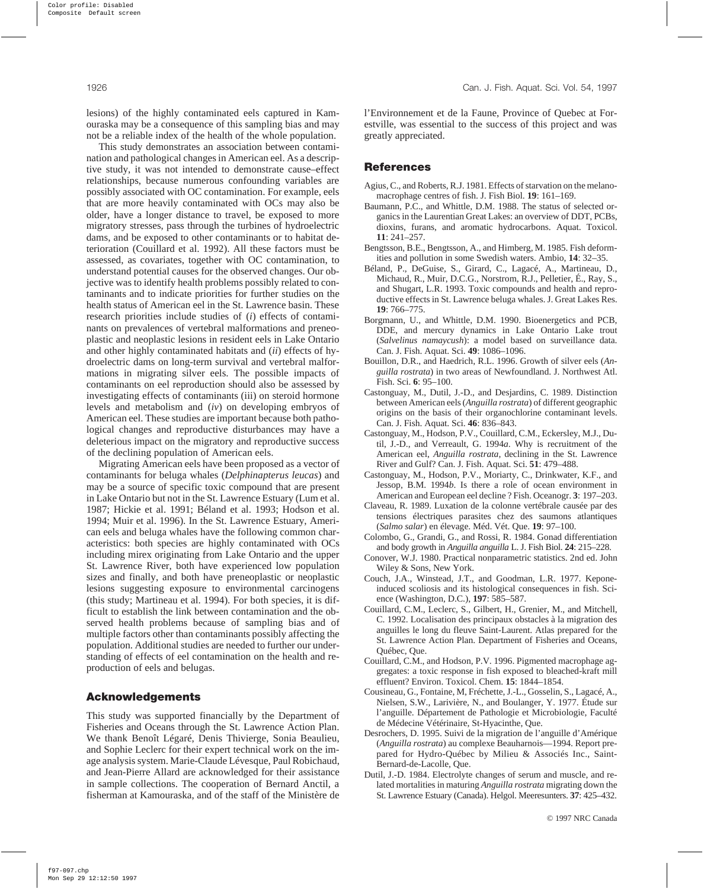lesions) of the highly contaminated eels captured in Kamouraska may be a consequence of this sampling bias and may not be a reliable index of the health of the whole population.

This study demonstrates an association between contamination and pathological changes in American eel. As a descriptive study, it was not intended to demonstrate cause–effect relationships, because numerous confounding variables are possibly associated with OC contamination. For example, eels that are more heavily contaminated with OCs may also be older, have a longer distance to travel, be exposed to more migratory stresses, pass through the turbines of hydroelectric dams, and be exposed to other contaminants or to habitat deterioration (Couillard et al. 1992). All these factors must be assessed, as covariates, together with OC contamination, to understand potential causes for the observed changes. Our objective was to identify health problems possibly related to contaminants and to indicate priorities for further studies on the health status of American eel in the St. Lawrence basin. These research priorities include studies of (*i*) effects of contaminants on prevalences of vertebral malformations and preneoplastic and neoplastic lesions in resident eels in Lake Ontario and other highly contaminated habitats and (*ii*) effects of hydroelectric dams on long-term survival and vertebral malformations in migrating silver eels. The possible impacts of contaminants on eel reproduction should also be assessed by investigating effects of contaminants (iii) on steroid hormone levels and metabolism and (*iv*) on developing embryos of American eel. These studies are important because both pathological changes and reproductive disturbances may have a deleterious impact on the migratory and reproductive success of the declining population of American eels.

Migrating American eels have been proposed as a vector of contaminants for beluga whales (*Delphinapterus leucas*) and may be a source of specific toxic compound that are present in Lake Ontario but not in the St. Lawrence Estuary (Lum et al. 1987; Hickie et al. 1991; Béland et al. 1993; Hodson et al. 1994; Muir et al. 1996). In the St. Lawrence Estuary, American eels and beluga whales have the following common characteristics: both species are highly contaminated with OCs including mirex originating from Lake Ontario and the upper St. Lawrence River, both have experienced low population sizes and finally, and both have preneoplastic or neoplastic lesions suggesting exposure to environmental carcinogens (this study; Martineau et al. 1994). For both species, it is difficult to establish the link between contamination and the observed health problems because of sampling bias and of multiple factors other than contaminants possibly affecting the population. Additional studies are needed to further our understanding of effects of eel contamination on the health and reproduction of eels and belugas.

## Acknowledgements

This study was supported financially by the Department of Fisheries and Oceans through the St. Lawrence Action Plan. We thank Benoît Légaré, Denis Thivierge, Sonia Beaulieu, and Sophie Leclerc for their expert technical work on the image analysis system. Marie-Claude Lévesque, Paul Robichaud, and Jean-Pierre Allard are acknowledged for their assistance in sample collections. The cooperation of Bernard Anctil, a fisherman at Kamouraska, and of the staff of the Ministère de l'Environnement et de la Faune, Province of Quebec at Forestville, was essential to the success of this project and was greatly appreciated.

## References

Agius, C., and Roberts, R.J. 1981. Effects of starvation on the melano-macrophage centres of fish. J. Fish Biol. **19**: 161–169.

Baumann, P.C., and Whittle, D.M. 1988. The status of selected organics in the Laurentian Great Lakes: an overview of DDT, PCBs, dioxins, furans, and aromatic hydrocarbons. Aquat. Toxicol. **11**: 241–257.

Bengtsson, B.E., Bengtsson, A., and Himberg, M. 1985. Fish deformities and pollution in some Swedish waters. Ambio, **14**: 32–35.

Béland, P., DeGuise, S., Girard, C., Lagacé, A., Martineau, D., Michaud, R., Muir, D.C.G., Norstrom, R.J., Pelletier, É., Ray, S., and Shugart, L.R. 1993. Toxic compounds and health and reproductive effects in St. Lawrence beluga whales. J. Great Lakes Res. **19**: 766–775.

Borgmann, U., and Whittle, D.M. 1990. Bioenergetics and PCB, DDE, and mercury dynamics in Lake Ontario Lake trout (*Salvelinus namaycush*): a model based on surveillance data. Can. J. Fish. Aquat. Sci. **49**: 1086–1096.

Bouillon, D.R., and Haedrich, R.L. 1996. Growth of silver eels (*Anguilla rostrata*) in two areas of Newfoundland. J. Northwest Atl. Fish. Sci. **6**: 95–100.

Castonguay, M., Dutil, J.-D., and Desjardins, C. 1989. Distinction between American eels (*Anguilla rostrata*) of different geographic origins on the basis of their organochlorine contaminant levels. Can. J. Fish. Aquat. Sci. **46**: 836–843.

Castonguay, M., Hodson, P.V., Couillard, C.M., Eckersley, M.J., Dutil, J.-D., and Verreault, G. 1994*a*. Why is recruitment of the American eel, *Anguilla rostrata*, declining in the St. Lawrence River and Gulf? Can. J. Fish. Aquat. Sci. **51**: 479–488.

Castonguay, M., Hodson, P.V., Moriarty, C., Drinkwater, K.F., and Jessop, B.M. 1994*b*. Is there a role of ocean environment in American and European eel decline ? Fish. Oceanogr. **3**: 197–203.

Claveau, R. 1989. Luxation de la colonne vertébrale causée par des tensions électriques parasites chez des saumons atlantiques (*Salmo salar*) en élevage. Méd. Vét. Que. **19**: 97–100.

Colombo, G., Grandi, G., and Rossi, R. 1984. Gonad differentiation and body growth in *Anguilla anguilla* L. J. Fish Biol. **24**: 215–228.

Conover, W.J. 1980. Practical nonparametric statistics. 2nd ed. John Wiley & Sons, New York.

Couch, J.A., Winstead, J.T., and Goodman, L.R. 1977. Kepone-induced scoliosis and its histological consequences in fish. Science (Washington, D.C.), **197**: 585–587.

Couillard, C.M., Leclerc, S., Gilbert, H., Grenier, M., and Mitchell, C. 1992. Localisation des principaux obstacles à la migration des anguilles le long du fleuve Saint-Laurent. Atlas prepared for the St. Lawrence Action Plan. Department of Fisheries and Oceans, Québec, Que.

Couillard, C.M., and Hodson, P.V. 1996. Pigmented macrophage aggregates: a toxic response in fish exposed to bleached-kraft mill effluent? Environ. Toxicol. Chem. **15**: 1844–1854.

Cousineau, G., Fontaine, M, Fréchette, J.-L., Gosselin, S., Lagacé, A., Nielsen, S.W., Larivière, N., and Boulanger, Y. 1977. Étude sur l'anguille. Département de Pathologie et Microbiologie, Faculté de Médecine Vétérinaire, St-Hyacinthe, Que.

Desrochers, D. 1995. Suivi de la migration de l'anguille d'Amérique (*Anguilla rostrata*) au complexe Beauharnois—1994. Report prepared for Hydro-Québec by Milieu & Associés Inc., Saint-Bernard-de-Lacolle, Que.

Dutil, J.-D. 1984. Electrolyte changes of serum and muscle, and related mortalities in maturing *Anguilla rostrata* migrating down the St. Lawrence Estuary (Canada). Helgol. Meeresunters. **37**: 425–432.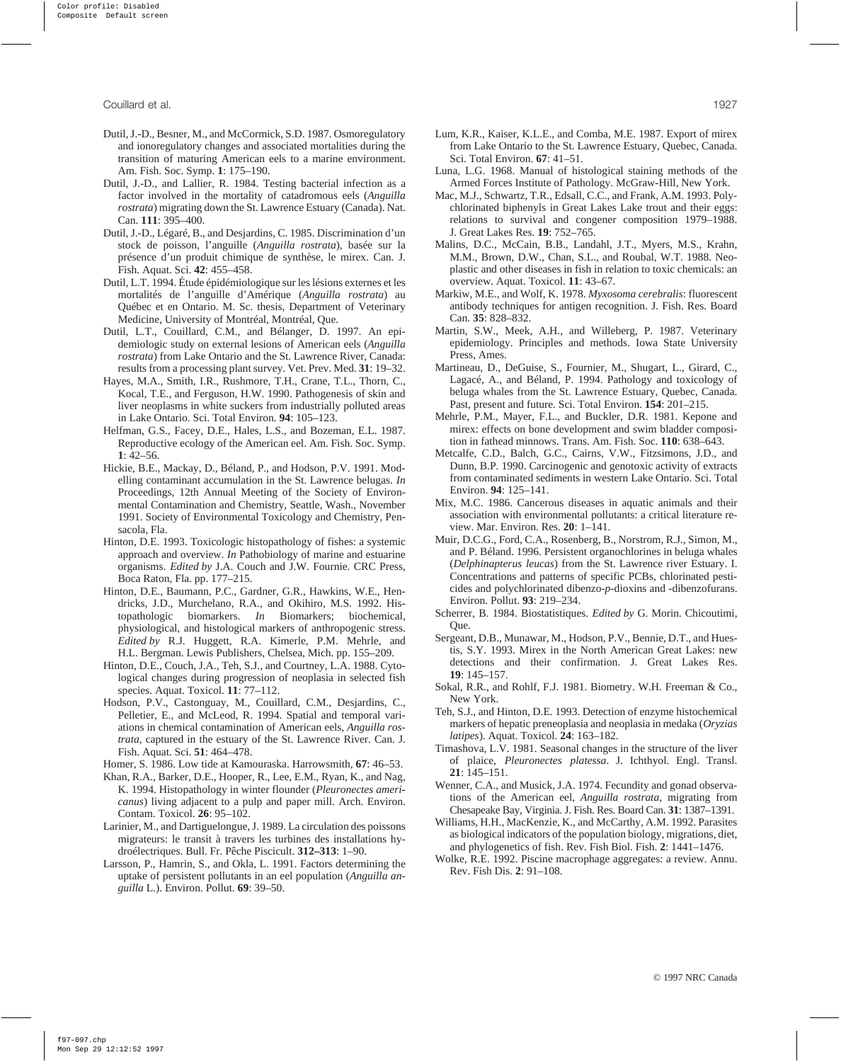Dutil, J.-D., Besner, M., and McCormick, S.D. 1987. Osmoregulatory and ionoregulatory changes and associated mortalities during the transition of maturing American eels to a marine environment. Am. Fish. Soc. Symp. **1**: 175–190.

Dutil, J.-D., and Lallier, R. 1984. Testing bacterial infection as a factor involved in the mortality of catadromous eels (*Anguilla rostrata*) migrating down the St. Lawrence Estuary (Canada). Nat. Can. **111**: 395–400.

Dutil, J.-D., Légaré, B., and Desjardins, C. 1985. Discrimination d'un stock de poisson, l'anguille (*Anguilla rostrata*), basée sur la présence d'un produit chimique de synthèse, le mirex. Can. J. Fish. Aquat. Sci. **42**: 455–458.

Dutil, L.T. 1994. Étude épidémiologique sur les lésions externes et les mortalités de l'anguille d'Amérique (*Anguilla rostrata*) au Québec et en Ontario. M. Sc. thesis, Department of Veterinary Medicine, University of Montréal, Montréal, Que.

Dutil, L.T., Couillard, C.M., and Bélanger, D. 1997. An epidemiologic study on external lesions of American eels (*Anguilla rostrata*) from Lake Ontario and the St. Lawrence River, Canada: results from a processing plant survey. Vet. Prev. Med. **31**: 19–32.

Hayes, M.A., Smith, I.R., Rushmore, T.H., Crane, T.L., Thorn, C., Kocal, T.E., and Ferguson, H.W. 1990. Pathogenesis of skin and liver neoplasms in white suckers from industrially polluted areas in Lake Ontario. Sci. Total Environ. **94**: 105–123.

Helfman, G.S., Facey, D.E., Hales, L.S., and Bozeman, E.L. 1987. Reproductive ecology of the American eel. Am. Fish. Soc. Symp. **1**: 42–56.

Hickie, B.E., Mackay, D., Béland, P., and Hodson, P.V. 1991. Modelling contaminant accumulation in the St. Lawrence belugas. *In* Proceedings, 12th Annual Meeting of the Society of Environmental Contamination and Chemistry, Seattle, Wash., November 1991. Society of Environmental Toxicology and Chemistry, Pensacola, Fla.

Hinton, D.E. 1993. Toxicologic histopathology of fishes: a systemic approach and overview. *In* Pathobiology of marine and estuarine organisms. *Edited by* J.A. Couch and J.W. Fournie. CRC Press, Boca Raton, Fla. pp. 177–215.

Hinton, D.E., Baumann, P.C., Gardner, G.R., Hawkins, W.E., Hendricks, J.D., Murchelano, R.A., and Okihiro, M.S. 1992. Histopathologic biomarkers. *In* Biomarkers; biochemical, physiological, and histological markers of anthropogenic stress. *Edited by* R.J. Huggett, R.A. Kimerle, P.M. Mehrle, and H.L. Bergman. Lewis Publishers, Chelsea, Mich. pp. 155–209.

Hinton, D.E., Couch, J.A., Teh, S.J., and Courtney, L.A. 1988. Cytological changes during progression of neoplasia in selected fish species. Aquat. Toxicol. **11**: 77–112.

Hodson, P.V., Castonguay, M., Couillard, C.M., Desjardins, C., Pelletier, E., and McLeod, R. 1994. Spatial and temporal variations in chemical contamination of American eels, *Anguilla rostrata*, captured in the estuary of the St. Lawrence River. Can. J. Fish. Aquat. Sci. **51**: 464–478.

Homer, S. 1986. Low tide at Kamouraska. Harrowsmith, **67**: 46–53.

Khan, R.A., Barker, D.E., Hooper, R., Lee, E.M., Ryan, K., and Nag, K. 1994. Histopathology in winter flounder (*Pleuronectes americanus*) living adjacent to a pulp and paper mill. Arch. Environ. Contam. Toxicol. **26**: 95–102.

Larinier, M., and Dartiguelongue, J. 1989. La circulation des poissons migrateurs: le transit à travers les turbines des installations hydroélectriques. Bull. Fr. Pêche Piscicult. **312–313**: 1–90.

Larsson, P., Hamrin, S., and Okla, L. 1991. Factors determining the uptake of persistent pollutants in an eel population (*Anguilla anguilla* L.). Environ. Pollut. **69**: 39–50.

Lum, K.R., Kaiser, K.L.E., and Comba, M.E. 1987. Export of mirex from Lake Ontario to the St. Lawrence Estuary, Quebec, Canada. Sci. Total Environ. **67**: 41–51.

Luna, L.G. 1968. Manual of histological staining methods of the Armed Forces Institute of Pathology. McGraw-Hill, New York.

Mac, M.J., Schwartz, T.R., Edsall, C.C., and Frank, A.M. 1993. Polychlorinated biphenyls in Great Lakes Lake trout and their eggs: relations to survival and congener composition 1979–1988. J. Great Lakes Res. **19**: 752–765.

Malins, D.C., McCain, B.B., Landahl, J.T., Myers, M.S., Krahn, M.M., Brown, D.W., Chan, S.L., and Roubal, W.T. 1988. Neoplastic and other diseases in fish in relation to toxic chemicals: an overview. Aquat. Toxicol. **11**: 43–67.

Markiw, M.E., and Wolf, K. 1978. *Myxosoma cerebralis*: fluorescent antibody techniques for antigen recognition. J. Fish. Res. Board Can. **35**: 828–832.

Martin, S.W., Meek, A.H., and Willeberg, P. 1987. Veterinary epidemiology. Principles and methods. Iowa State University Press, Ames.

Martineau, D., DeGuise, S., Fournier, M., Shugart, L., Girard, C., Lagacé, A., and Béland, P. 1994. Pathology and toxicology of beluga whales from the St. Lawrence Estuary, Quebec, Canada. Past, present and future. Sci. Total Environ. **154**: 201–215.

Mehrle, P.M., Mayer, F.L., and Buckler, D.R. 1981. Kepone and mirex: effects on bone development and swim bladder composition in fathead minnows. Trans. Am. Fish. Soc. **110**: 638–643.

Metcalfe, C.D., Balch, G.C., Cairns, V.W., Fitzsimons, J.D., and Dunn, B.P. 1990. Carcinogenic and genotoxic activity of extracts from contaminated sediments in western Lake Ontario. Sci. Total Environ. **94**: 125–141.

Mix, M.C. 1986. Cancerous diseases in aquatic animals and their association with environmental pollutants: a critical literature review. Mar. Environ. Res. **20**: 1–141.

Muir, D.C.G., Ford, C.A., Rosenberg, B., Norstrom, R.J., Simon, M., and P. Béland. 1996. Persistent organochlorines in beluga whales (*Delphinapterus leucas*) from the St. Lawrence river Estuary. I. Concentrations and patterns of specific PCBs, chlorinated pesticides and polychlorinated dibenzo-*p*-dioxins and -dibenzofurans. Environ. Pollut. **93**: 219–234.

Scherrer, B. 1984. Biostatistiques. *Edited by* G. Morin. Chicoutimi, Que.

Sergeant, D.B., Munawar, M., Hodson, P.V., Bennie, D.T., and Huestis, S.Y. 1993. Mirex in the North American Great Lakes: new detections and their confirmation. J. Great Lakes Res. **19**: 145–157.

Sokal, R.R., and Rohlf, F.J. 1981. Biometry. W.H. Freeman & Co., New York.

Teh, S.J., and Hinton, D.E. 1993. Detection of enzyme histochemical markers of hepatic preneoplasia and neoplasia in medaka (*Oryzias latipes*). Aquat. Toxicol. **24**: 163–182.

Timashova, L.V. 1981. Seasonal changes in the structure of the liver of plaice, *Pleuronectes platessa*. J. Ichthyol. Engl. Transl. **21**: 145–151.

Wenner, C.A., and Musick, J.A. 1974. Fecundity and gonad observations of the American eel, *Anguilla rostrata*, migrating from Chesapeake Bay, Virginia. J. Fish. Res. Board Can. **31**: 1387–1391.

Williams, H.H., MacKenzie, K., and McCarthy, A.M. 1992. Parasites as biological indicators of the population biology, migrations, diet, and phylogenetics of fish. Rev. Fish Biol. Fish. **2**: 1441–1476.

Wolke, R.E. 1992. Piscine macrophage aggregates: a review. Annu. Rev. Fish Dis. **2**: 91–108.